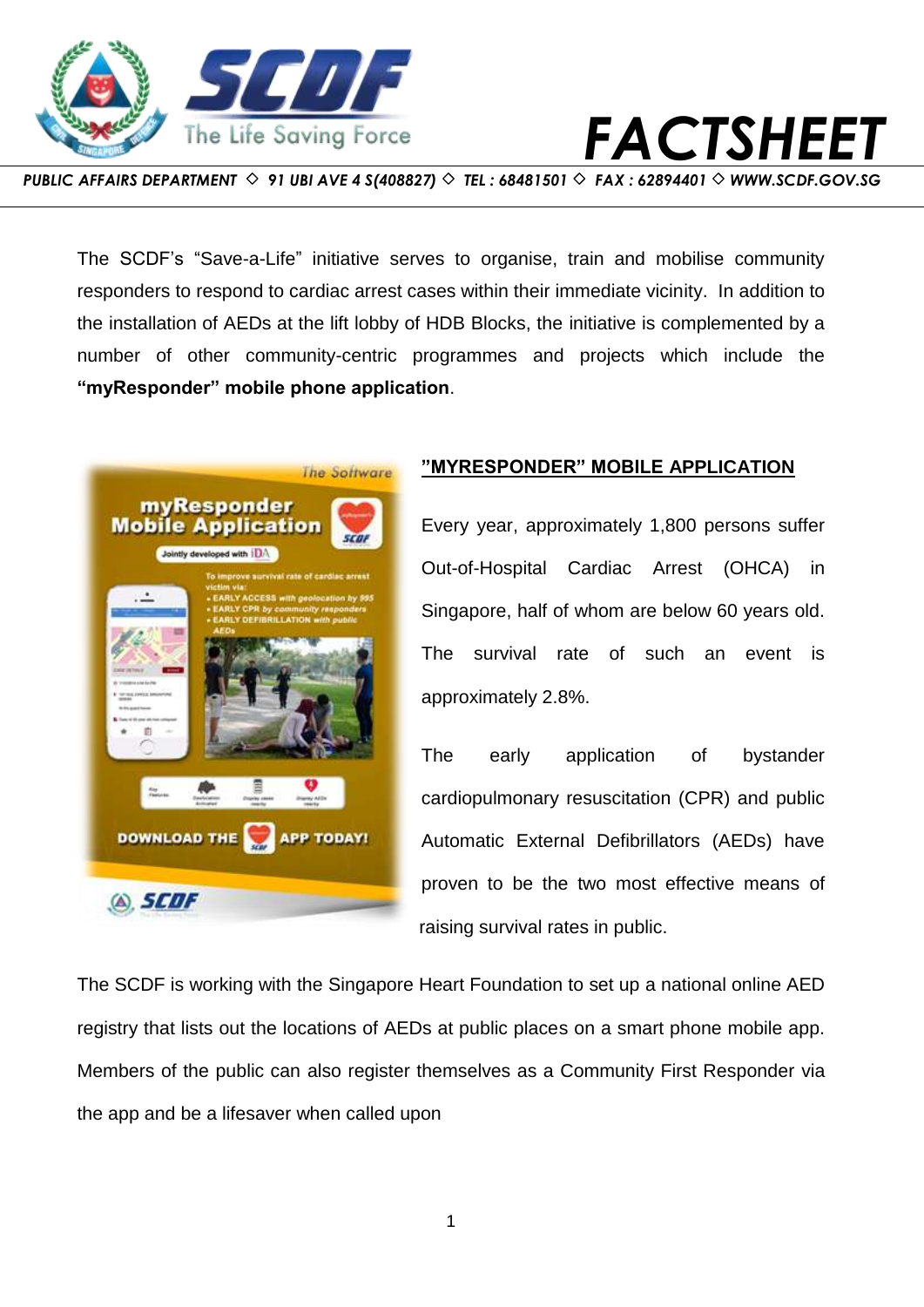# FACTSHEET

The SCDF's "Save-a-Life" initiative serves to organise, train and mobilise community responders to respond to cardiac arrest cases within their immediate vicinity. In addition to the installation of AEDs at the lift lobby of HDB Blocks, the initiative is complemented by a number of other community-centric programmes and projects which include the **"myResponder" mobile phone application**.

## "MYRESPONDER" MOBILE APPLICATION

Every year, approximately 1,800 persons suffer Out-of-Hospital Cardiac Arrest (OHCA) in Singapore, half of whom are below 60 years old. The survival rate of such an event is approximately 2.8%.

The early application of bystander cardiopulmonary resuscitation (CPR) and public Automatic External Defibrillators (AEDs) have proven to be the two most effective means of raising survival rates in public.

The SCDF is working with the Singapore Heart Foundation to set up a national online AED registry that lists out the locations of AEDs at public places on a smart phone mobile app. Members of the public can also register themselves as a Community First Responder via the app and be a lifesaver when called upon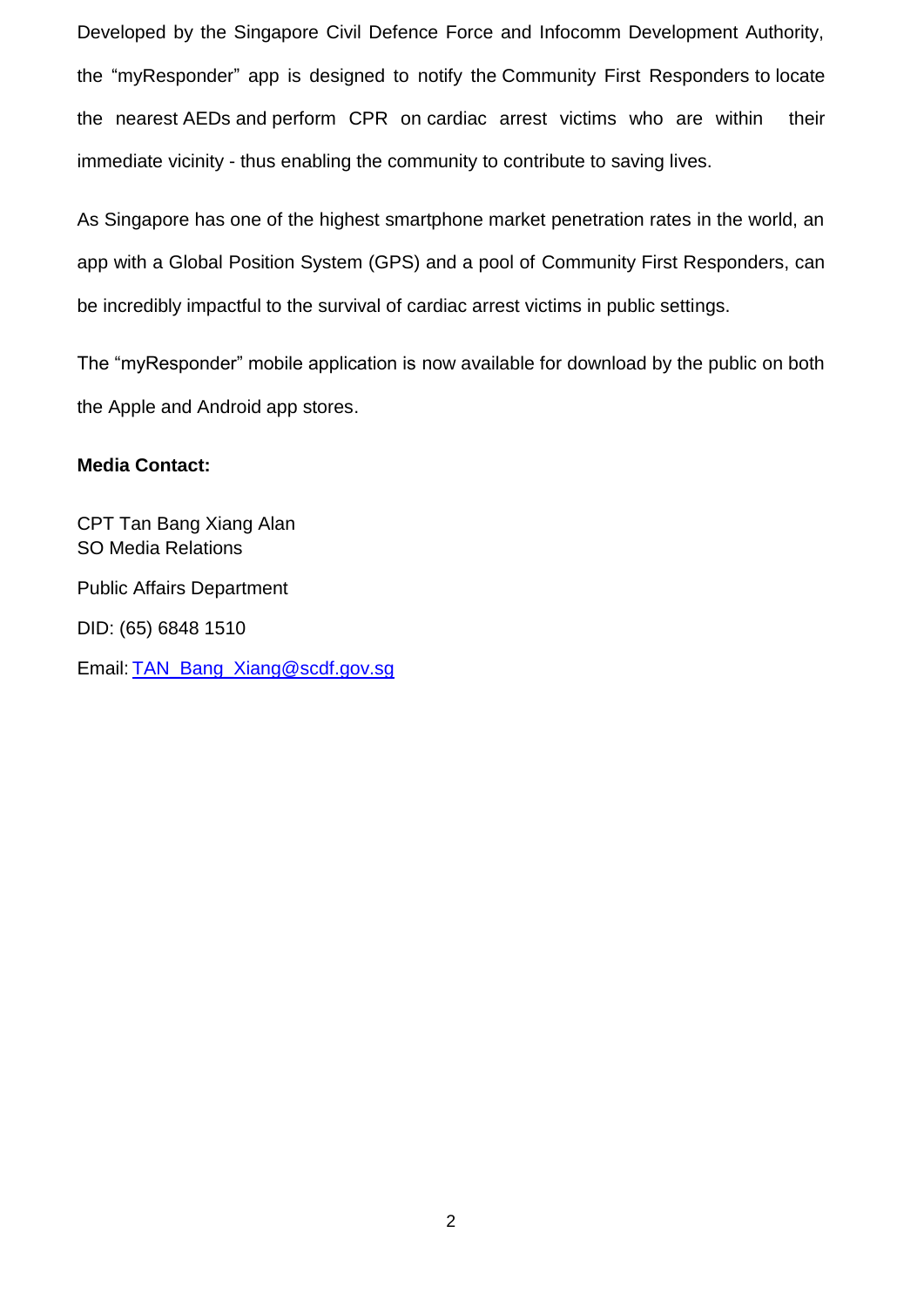Developed by the Singapore Civil Defence Force and Infocomm Development Authority, the "myResponder" app is designed to notify the Community First Responders to locate the nearest AEDs and perform CPR on cardiac arrest victims who are within their immediate vicinity - thus enabling the community to contribute to saving lives.

As Singapore has one of the highest smartphone market penetration rates in the world, an app with a Global Position System (GPS) and a pool of Community First Responders, can be incredibly impactful to the survival of cardiac arrest victims in public settings.

The "myResponder" mobile application is now available for download by the public on both the Apple and Android app stores.

**Media Contact:**

CPT Tan Bang Xiang Alan
SO Media Relations

Public Affairs Department

DID: (65) 6848 1510

Email: TAN_Bang_Xiang@scdf.gov.sg